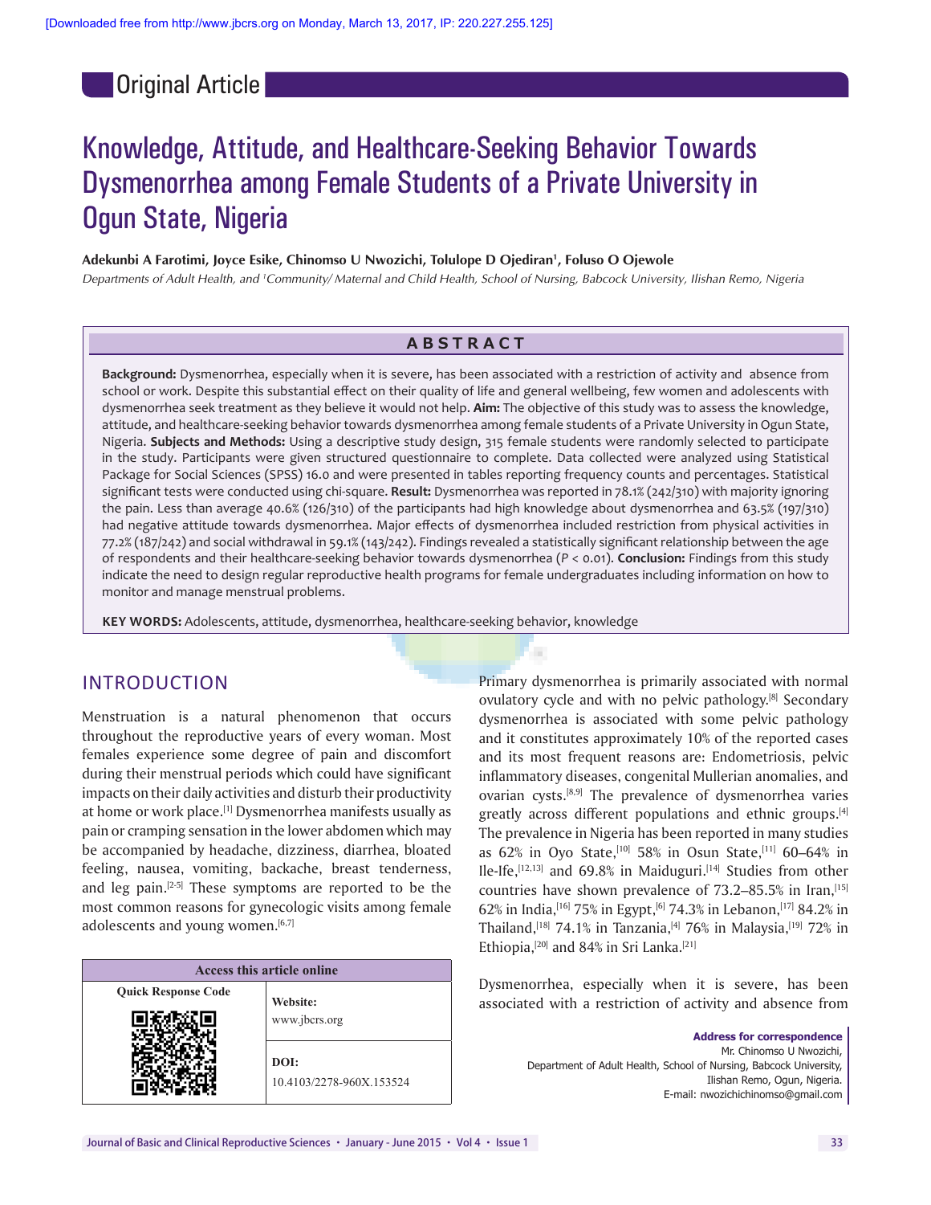Original Article

# Knowledge, Attitude, and Healthcare-Seeking Behavior Towards Dysmenorrhea among Female Students of a Private University in Ogun State, Nigeria

**Adekunbi A Farotimi, Joyce Esike, Chinomso U Nwozichi, Tolulope D Ojediran[1], Foluso O Ojewole**

*Departments of Adult Health, and [1]Community/ Maternal and Child Health, School of Nursing, Babcock University, Ilishan Remo, Nigeria*

## ABSTRACT

**Background:** Dysmenorrhea, especially when it is severe, has been associated with a restriction of activity and absence from school or work. Despite this substantial effect on their quality of life and general wellbeing, few women and adolescents with dysmenorrhea seek treatment as they believe it would not help. **Aim:** The objective of this study was to assess the knowledge, attitude, and healthcare-seeking behavior towards dysmenorrhea among female students of a Private University in Ogun State, Nigeria. **Subjects and Methods:** Using a descriptive study design, 315 female students were randomly selected to participate in the study. Participants were given structured questionnaire to complete. Data collected were analyzed using Statistical Package for Social Sciences (SPSS) 16.0 and were presented in tables reporting frequency counts and percentages. Statistical significant tests were conducted using chi-square. **Result:** Dysmenorrhea was reported in 78.1% (242/310) with majority ignoring the pain. Less than average 40.6% (126/310) of the participants had high knowledge about dysmenorrhea and 63.5% (197/310) had negative attitude towards dysmenorrhea. Major effects of dysmenorrhea included restriction from physical activities in 77.2% (187/242) and social withdrawal in 59.1% (143/242). Findings revealed a statistically significant relationship between the age of respondents and their healthcare-seeking behavior towards dysmenorrhea ($P < 0.01$). **Conclusion:** Findings from this study indicate the need to design regular reproductive health programs for female undergraduates including information on how to monitor and manage menstrual problems.

**KEY WORDS:** Adolescents, attitude, dysmenorrhea, healthcare-seeking behavior, knowledge

## INTRODUCTION

Menstruation is a natural phenomenon that occurs throughout the reproductive years of every woman. Most females experience some degree of pain and discomfort during their menstrual periods which could have significant impacts on their daily activities and disturb their productivity at home or work place.[1] Dysmenorrhea manifests usually as pain or cramping sensation in the lower abdomen which may be accompanied by headache, dizziness, diarrhea, bloated feeling, nausea, vomiting, backache, breast tenderness, and leg pain.[2-5] These symptoms are reported to be the most common reasons for gynecologic visits among female adolescents and young women.[6,7]

| Access this article online | |
|---|---|
| Quick Response Code | Website: www.jbcrs.org |
| | DOI: 10.4103/2278-960X.153524 |

Primary dysmenorrhea is primarily associated with normal ovulatory cycle and with no pelvic pathology.[8] Secondary dysmenorrhea is associated with some pelvic pathology and it constitutes approximately 10% of the reported cases and its most frequent reasons are: Endometriosis, pelvic inflammatory diseases, congenital Mullerian anomalies, and ovarian cysts.[8,9] The prevalence of dysmenorrhea varies greatly across different populations and ethnic groups.[4] The prevalence in Nigeria has been reported in many studies as 62% in Oyo State,[10] 58% in Osun State,[11] 60–64% in Ile-Ife,[12,13] and 69.8% in Maiduguri.[14] Studies from other countries have shown prevalence of 73.2–85.5% in Iran,[15] 62% in India,[16] 75% in Egypt,[6] 74.3% in Lebanon,[17] 84.2% in Thailand,[18] 74.1% in Tanzania,[4] 76% in Malaysia,[19] 72% in Ethiopia,[20] and 84% in Sri Lanka.[21]

Dysmenorrhea, especially when it is severe, has been associated with a restriction of activity and absence from

**Address for correspondence**
Mr. Chinomso U Nwozichi,
Department of Adult Health, School of Nursing, Babcock University,
Ilishan Remo, Ogun, Nigeria.
E-mail: nwozichichinomso@gmail.com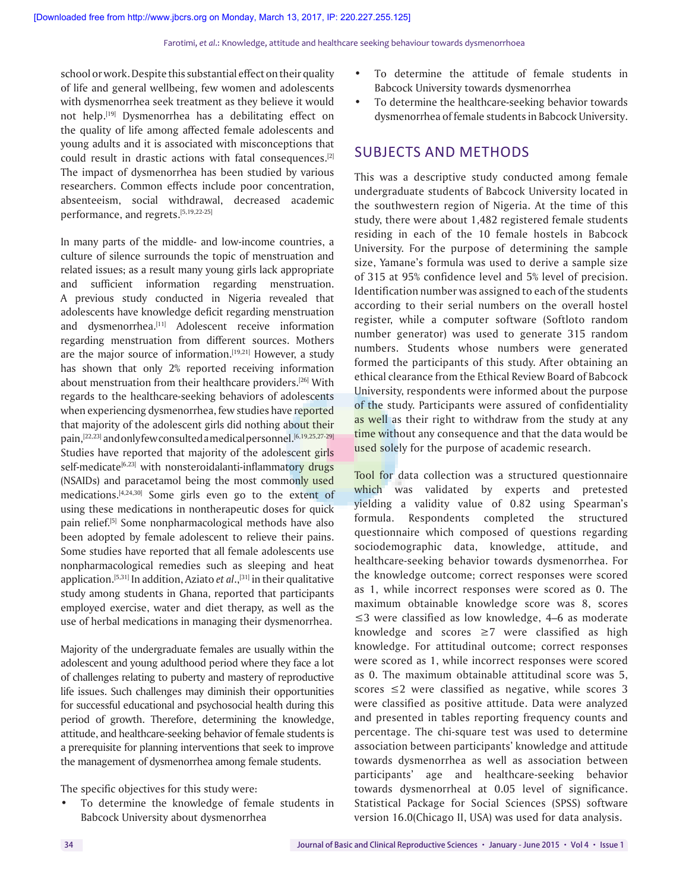school or work. Despite this substantial effect on their quality of life and general wellbeing, few women and adolescents with dysmenorrhea seek treatment as they believe it would not help.[19] Dysmenorrhea has a debilitating effect on the quality of life among affected female adolescents and young adults and it is associated with misconceptions that could result in drastic actions with fatal consequences.[2] The impact of dysmenorrhea has been studied by various researchers. Common effects include poor concentration, absenteeism, social withdrawal, decreased academic performance, and regrets.[5,19,22-25]

In many parts of the middle- and low-income countries, a culture of silence surrounds the topic of menstruation and related issues; as a result many young girls lack appropriate and sufficient information regarding menstruation. A previous study conducted in Nigeria revealed that adolescents have knowledge deficit regarding menstruation and dysmenorrhea.[11] Adolescent receive information regarding menstruation from different sources. Mothers are the major source of information.[19,21] However, a study has shown that only 2% reported receiving information about menstruation from their healthcare providers.[26] With regards to the healthcare-seeking behaviors of adolescents when experiencing dysmenorrhea, few studies have reported that majority of the adolescent girls did nothing about their pain,[22,23] and only few consulted a medical personnel.[6,19,25,27-29] Studies have reported that majority of the adolescent girls self-medicate[6,23] with nonsteroidalanti-inflammatory drugs (NSAIDs) and paracetamol being the most commonly used medications.[4,24,30] Some girls even go to the extent of using these medications in nontherapeutic doses for quick pain relief.[5] Some nonpharmacological methods have also been adopted by female adolescent to relieve their pains. Some studies have reported that all female adolescents use nonpharmacological remedies such as sleeping and heat application.[5,31] In addition, Aziato *et al*.,[31] in their qualitative study among students in Ghana, reported that participants employed exercise, water and diet therapy, as well as the use of herbal medications in managing their dysmenorrhea.

Majority of the undergraduate females are usually within the adolescent and young adulthood period where they face a lot of challenges relating to puberty and mastery of reproductive life issues. Such challenges may diminish their opportunities for successful educational and psychosocial health during this period of growth. Therefore, determining the knowledge, attitude, and healthcare-seeking behavior of female students is a prerequisite for planning interventions that seek to improve the management of dysmenorrhea among female students.

The specific objectives for this study were:

- To determine the knowledge of female students in Babcock University about dysmenorrhea
- To determine the attitude of female students in Babcock University towards dysmenorrhea
- To determine the healthcare-seeking behavior towards dysmenorrhea of female students in Babcock University.

## SUBJECTS AND METHODS

This was a descriptive study conducted among female undergraduate students of Babcock University located in the southwestern region of Nigeria. At the time of this study, there were about 1,482 registered female students residing in each of the 10 female hostels in Babcock University. For the purpose of determining the sample size, Yamane's formula was used to derive a sample size of 315 at 95% confidence level and 5% level of precision. Identification number was assigned to each of the students according to their serial numbers on the overall hostel register, while a computer software (Softloto random number generator) was used to generate 315 random numbers. Students whose numbers were generated formed the participants of this study. After obtaining an ethical clearance from the Ethical Review Board of Babcock University, respondents were informed about the purpose of the study. Participants were assured of confidentiality as well as their right to withdraw from the study at any time without any consequence and that the data would be used solely for the purpose of academic research.

Tool for data collection was a structured questionnaire which was validated by experts and pretested yielding a validity value of 0.82 using Spearman's formula. Respondents completed the structured questionnaire which composed of questions regarding sociodemographic data, knowledge, attitude, and healthcare-seeking behavior towards dysmenorrhea. For the knowledge outcome; correct responses were scored as 1, while incorrect responses were scored as 0. The maximum obtainable knowledge score was 8, scores $\leq 3$ were classified as low knowledge, 4–6 as moderate knowledge and scores $\geq 7$ were classified as high knowledge. For attitudinal outcome; correct responses were scored as 1, while incorrect responses were scored as 0. The maximum obtainable attitudinal score was 5, scores $\leq 2$ were classified as negative, while scores 3 were classified as positive attitude. Data were analyzed and presented in tables reporting frequency counts and percentage. The chi-square test was used to determine association between participants' knowledge and attitude towards dysmenorrhea as well as association between participants' age and healthcare-seeking behavior towards dysmenorrheal at 0.05 level of significance. Statistical Package for Social Sciences (SPSS) software version 16.0(Chicago II, USA) was used for data analysis.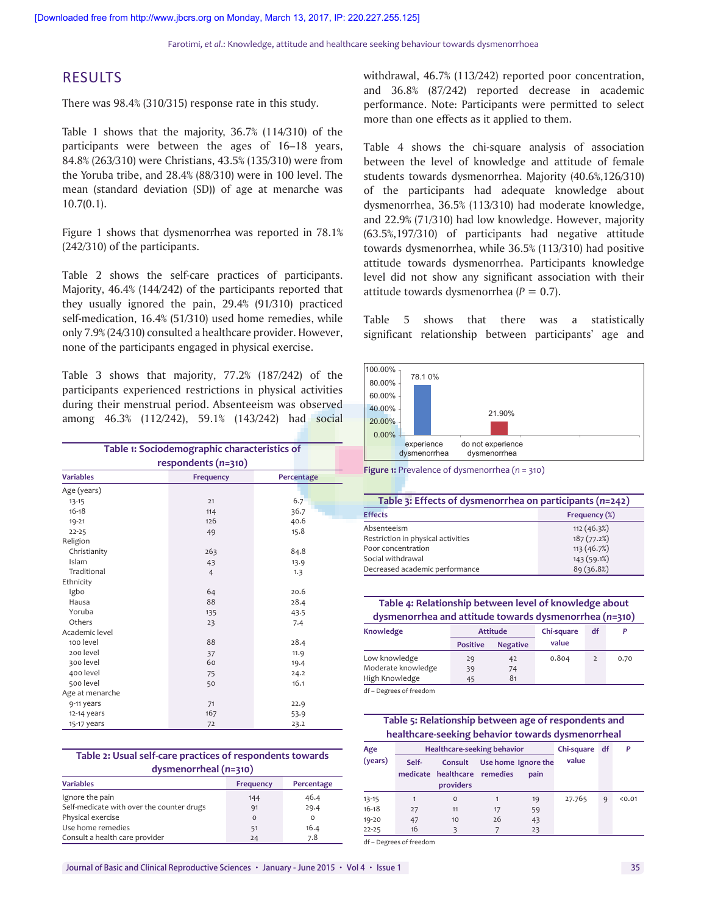## RESULTS

There was 98.4% (310/315) response rate in this study.

Table 1 shows that the majority, 36.7% (114/310) of the participants were between the ages of 16–18 years, 84.8% (263/310) were Christians, 43.5% (135/310) were from the Yoruba tribe, and 28.4% (88/310) were in 100 level. The mean (standard deviation (SD)) of age at menarche was 10.7(0.1).

Figure 1 shows that dysmenorrhea was reported in 78.1% (242/310) of the participants.

Table 2 shows the self-care practices of participants. Majority, 46.4% (144/242) of the participants reported that they usually ignored the pain, 29.4% (91/310) practiced self-medication, 16.4% (51/310) used home remedies, while only 7.9% (24/310) consulted a healthcare provider. However, none of the participants engaged in physical exercise.

Table 3 shows that majority, 77.2% (187/242) of the participants experienced restrictions in physical activities during their menstrual period. Absenteeism was observed among 46.3% (112/242), 59.1% (143/242) had social withdrawal, 46.7% (113/242) reported poor concentration, and 36.8% (87/242) reported decrease in academic performance. Note: Participants were permitted to select more than one effects as it applied to them.

Table 4 shows the chi-square analysis of association between the level of knowledge and attitude of female students towards dysmenorrhea. Majority (40.6%,126/310) of the participants had adequate knowledge about dysmenorrhea, 36.5% (113/310) had moderate knowledge, and 22.9% (71/310) had low knowledge. However, majority (63.5%,197/310) of participants had negative attitude towards dysmenorrhea, while 36.5% (113/310) had positive attitude towards dysmenorrhea. Participants knowledge level did not show any significant association with their attitude towards dysmenorrhea ($P = 0.7$).

Table 5 shows that there was a statistically significant relationship between participants' age and

**Table 1: Sociodemographic characteristics of respondents (*n*=310)**

| Variables | Frequency | Percentage |
|---|---|---|
| Age (years) | | |
| 13-15 | 21 | 6.7 |
| 16-18 | 114 | 36.7 |
| 19-21 | 126 | 40.6 |
| 22-25 | 49 | 15.8 |
| Religion | | |
| Christianity | 263 | 84.8 |
| Islam | 43 | 13.9 |
| Traditional | 4 | 1.3 |
| Ethnicity | | |
| Igbo | 64 | 20.6 |
| Hausa | 88 | 28.4 |
| Yoruba | 135 | 43.5 |
| Others | 23 | 7.4 |
| Academic level | | |
| 100 level | 88 | 28.4 |
| 200 level | 37 | 11.9 |
| 300 level | 60 | 19.4 |
| 400 level | 75 | 24.2 |
| 500 level | 50 | 16.1 |
| Age at menarche | | |
| 9-11 years | 71 | 22.9 |
| 12-14 years | 167 | 53.9 |
| 15-17 years | 72 | 23.2 |

**Table 2: Usual self-care practices of respondents towards dysmenorrheal (*n*=310)**

| Variables | Frequency | Percentage |
|---|---|---|
| Ignore the pain | 144 | 46.4 |
| Self-medicate with over the counter drugs | 91 | 29.4 |
| Physical exercise | 0 | 0 |
| Use home remedies | 51 | 16.4 |
| Consult a health care provider | 24 | 7.8 |

Figure 1: Prevalence of dysmenorrhea (*n* = 310)

**Table 3: Effects of dysmenorrhea on participants (*n*=242)**

| Effects | Frequency (%) |
|---|---|
| Absenteeism | 112 (46.3%) |
| Restriction in physical activities | 187 (77.2%) |
| Poor concentration | 113 (46.7%) |
| Social withdrawal | 143 (59.1%) |
| Decreased academic performance | 89 (36.8%) |

**Table 4: Relationship between level of knowledge about dysmenorrhea and attitude towards dysmenorrhea (*n*=310)**

| Knowledge | Attitude | | Chi-square value | df | P |
|---|---|---|---|---|---|
| | Positive | Negative | | | |
| Low knowledge | 29 | 42 | 0.804 | 2 | 0.70 |
| Moderate knowledge | 39 | 74 | | | |
| High Knowledge | 45 | 81 | | | |

df – Degrees of freedom

**Table 5: Relationship between age of respondents and healthcare-seeking behavior towards dysmenorrheal**

| Age (years) | Healthcare-seeking behavior | | | | Chi-square value | df | P |
|---|---|---|---|---|---|---|---|
| | Self-medicate | Consult healthcare providers | Use home remedies | Ignore the pain | | | |
| 13-15 | 1 | 0 | 1 | 19 | 27.765 | 9 | <0.01 |
| 16-18 | 27 | 11 | 17 | 59 | | | |
| 19-20 | 47 | 10 | 26 | 43 | | | |
| 22-25 | 16 | 3 | 7 | 23 | | | |

df – Degrees of freedom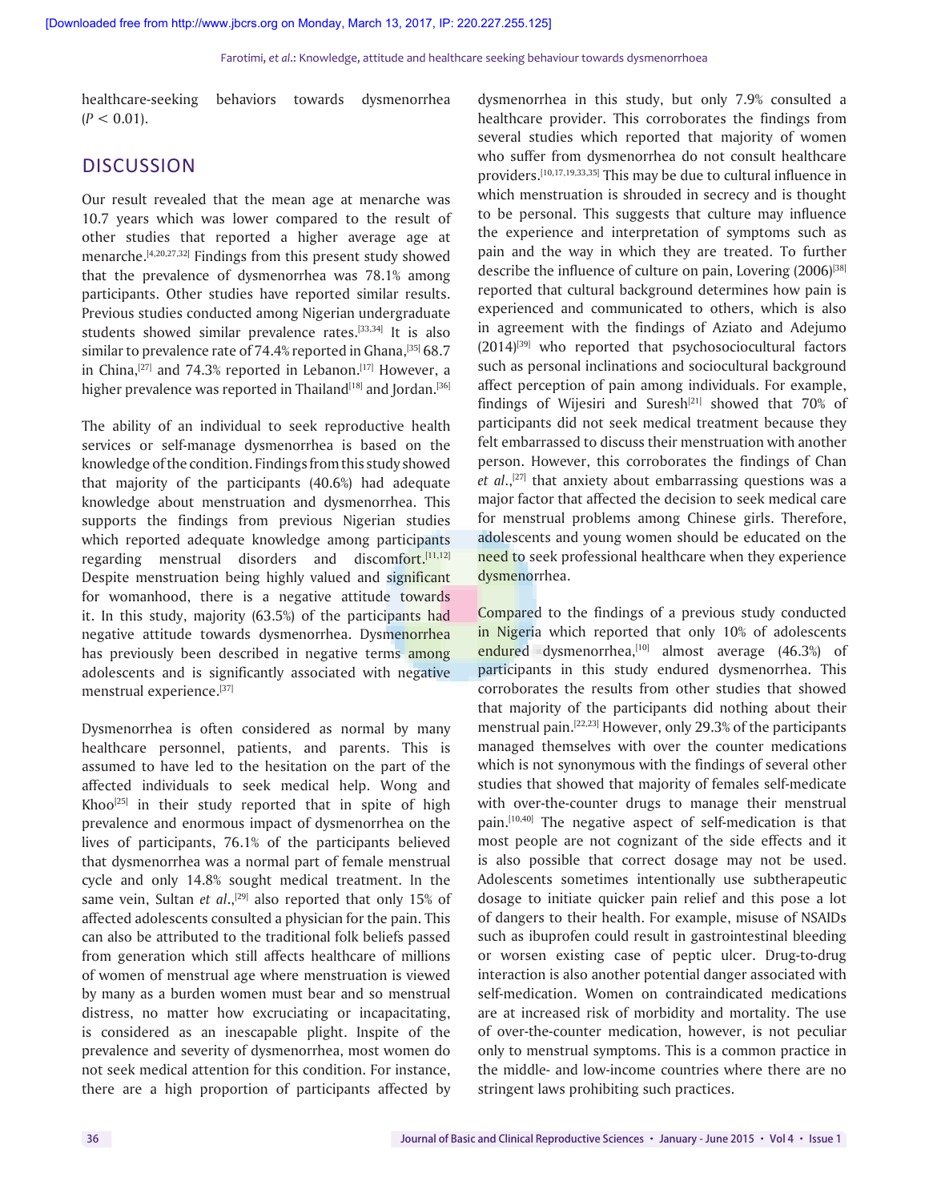healthcare-seeking behaviors towards dysmenorrhea ($P < 0.01$).

## DISCUSSION

Our result revealed that the mean age at menarche was 10.7 years which was lower compared to the result of other studies that reported a higher average age at menarche.[4,20,27,32] Findings from this present study showed that the prevalence of dysmenorrhea was 78.1% among participants. Other studies have reported similar results. Previous studies conducted among Nigerian undergraduate students showed similar prevalence rates.[33,34] It is also similar to prevalence rate of 74.4% reported in Ghana,[35] 68.7 in China,[27] and 74.3% reported in Lebanon.[17] However, a higher prevalence was reported in Thailand[18] and Jordan.[36]

The ability of an individual to seek reproductive health services or self-manage dysmenorrhea is based on the knowledge of the condition. Findings from this study showed that majority of the participants (40.6%) had adequate knowledge about menstruation and dysmenorrhea. This supports the findings from previous Nigerian studies which reported adequate knowledge among participants regarding menstrual disorders and discomfort.[11,12] Despite menstruation being highly valued and significant for womanhood, there is a negative attitude towards it. In this study, majority (63.5%) of the participants had negative attitude towards dysmenorrhea. Dysmenorrhea has previously been described in negative terms among adolescents and is significantly associated with negative menstrual experience.[37]

Dysmenorrhea is often considered as normal by many healthcare personnel, patients, and parents. This is assumed to have led to the hesitation on the part of the affected individuals to seek medical help. Wong and Khoo[25] in their study reported that in spite of high prevalence and enormous impact of dysmenorrhea on the lives of participants, 76.1% of the participants believed that dysmenorrhea was a normal part of female menstrual cycle and only 14.8% sought medical treatment. In the same vein, Sultan *et al*.,[29] also reported that only 15% of affected adolescents consulted a physician for the pain. This can also be attributed to the traditional folk beliefs passed from generation which still affects healthcare of millions of women of menstrual age where menstruation is viewed by many as a burden women must bear and so menstrual distress, no matter how excruciating or incapacitating, is considered as an inescapable plight. Inspite of the prevalence and severity of dysmenorrhea, most women do not seek medical attention for this condition. For instance, there are a high proportion of participants affected by dysmenorrhea in this study, but only 7.9% consulted a healthcare provider. This corroborates the findings from several studies which reported that majority of women who suffer from dysmenorrhea do not consult healthcare providers.[10,17,19,33,35] This may be due to cultural influence in which menstruation is shrouded in secrecy and is thought to be personal. This suggests that culture may influence the experience and interpretation of symptoms such as pain and the way in which they are treated. To further describe the influence of culture on pain, Lovering (2006)[38] reported that cultural background determines how pain is experienced and communicated to others, which is also in agreement with the findings of Aziato and Adejumo (2014)[39] who reported that psychosociocultural factors such as personal inclinations and sociocultural background affect perception of pain among individuals. For example, findings of Wijesiri and Suresh[21] showed that 70% of participants did not seek medical treatment because they felt embarrassed to discuss their menstruation with another person. However, this corroborates the findings of Chan *et al*.,[27] that anxiety about embarrassing questions was a major factor that affected the decision to seek medical care for menstrual problems among Chinese girls. Therefore, adolescents and young women should be educated on the need to seek professional healthcare when they experience dysmenorrhea.

Compared to the findings of a previous study conducted in Nigeria which reported that only 10% of adolescents endured dysmenorrhea,[10] almost average (46.3%) of participants in this study endured dysmenorrhea. This corroborates the results from other studies that showed that majority of the participants did nothing about their menstrual pain.[22,23] However, only 29.3% of the participants managed themselves with over the counter medications which is not synonymous with the findings of several other studies that showed that majority of females self-medicate with over-the-counter drugs to manage their menstrual pain.[10,40] The negative aspect of self-medication is that most people are not cognizant of the side effects and it is also possible that correct dosage may not be used. Adolescents sometimes intentionally use subtherapeutic dosage to initiate quicker pain relief and this pose a lot of dangers to their health. For example, misuse of NSAIDs such as ibuprofen could result in gastrointestinal bleeding or worsen existing case of peptic ulcer. Drug-to-drug interaction is also another potential danger associated with self-medication. Women on contraindicated medications are at increased risk of morbidity and mortality. The use of over-the-counter medication, however, is not peculiar only to menstrual symptoms. This is a common practice in the middle- and low-income countries where there are no stringent laws prohibiting such practices.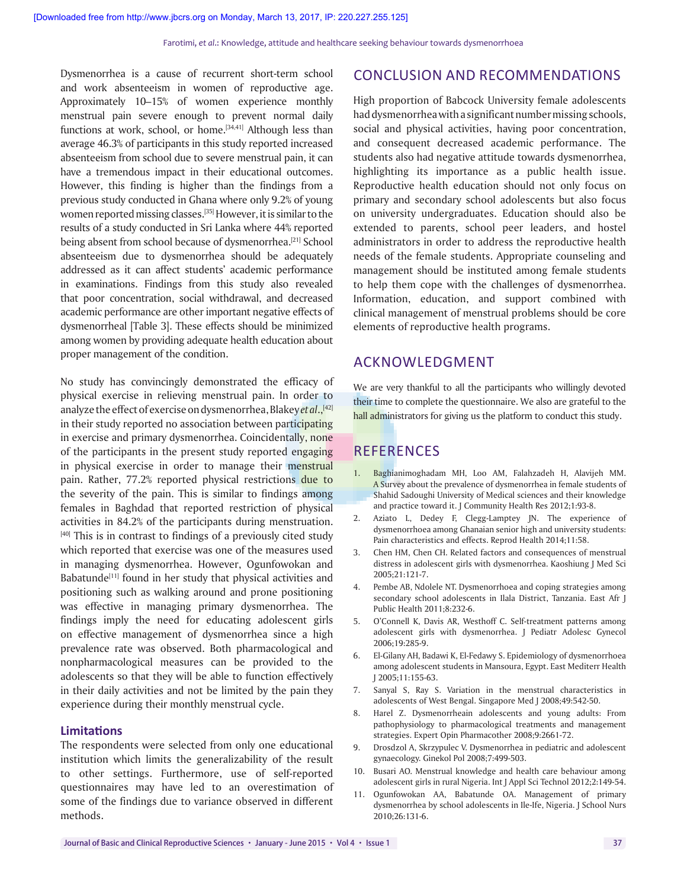Dysmenorrhea is a cause of recurrent short-term school and work absenteeism in women of reproductive age. Approximately 10–15% of women experience monthly menstrual pain severe enough to prevent normal daily functions at work, school, or home.[34,41] Although less than average 46.3% of participants in this study reported increased absenteeism from school due to severe menstrual pain, it can have a tremendous impact in their educational outcomes. However, this finding is higher than the findings from a previous study conducted in Ghana where only 9.2% of young women reported missing classes.[35] However, it is similar to the results of a study conducted in Sri Lanka where 44% reported being absent from school because of dysmenorrhea.[21] School absenteeism due to dysmenorrhea should be adequately addressed as it can affect students' academic performance in examinations. Findings from this study also revealed that poor concentration, social withdrawal, and decreased academic performance are other important negative effects of dysmenorrheal [Table 3]. These effects should be minimized among women by providing adequate health education about proper management of the condition.

No study has convincingly demonstrated the efficacy of physical exercise in relieving menstrual pain. In order to analyze the effect of exercise on dysmenorrhea, Blakey *et al*.,[42] in their study reported no association between participating in exercise and primary dysmenorrhea. Coincidentally, none of the participants in the present study reported engaging in physical exercise in order to manage their menstrual pain. Rather, 77.2% reported physical restrictions due to the severity of the pain. This is similar to findings among females in Baghdad that reported restriction of physical activities in 84.2% of the participants during menstruation.[40] This is in contrast to findings of a previously cited study which reported that exercise was one of the measures used in managing dysmenorrhea. However, Ogunfowokan and Babatunde[11] found in her study that physical activities and positioning such as walking around and prone positioning was effective in managing primary dysmenorrhea. The findings imply the need for educating adolescent girls on effective management of dysmenorrhea since a high prevalence rate was observed. Both pharmacological and nonpharmacological measures can be provided to the adolescents so that they will be able to function effectively in their daily activities and not be limited by the pain they experience during their monthly menstrual cycle.

### Limitations

The respondents were selected from only one educational institution which limits the generalizability of the result to other settings. Furthermore, use of self-reported questionnaires may have led to an overestimation of some of the findings due to variance observed in different methods.

## CONCLUSION AND RECOMMENDATIONS

High proportion of Babcock University female adolescents had dysmenorrhea with a significant number missing schools, social and physical activities, having poor concentration, and consequent decreased academic performance. The students also had negative attitude towards dysmenorrhea, highlighting its importance as a public health issue. Reproductive health education should not only focus on primary and secondary school adolescents but also focus on university undergraduates. Education should also be extended to parents, school peer leaders, and hostel administrators in order to address the reproductive health needs of the female students. Appropriate counseling and management should be instituted among female students to help them cope with the challenges of dysmenorrhea. Information, education, and support combined with clinical management of menstrual problems should be core elements of reproductive health programs.

## ACKNOWLEDGMENT

We are very thankful to all the participants who willingly devoted their time to complete the questionnaire. We also are grateful to the hall administrators for giving us the platform to conduct this study.

## REFERENCES

1. Baghianimoghadam MH, Loo AM, Falahzadeh H, Alavijeh MM. A Survey about the prevalence of dysmenorrhea in female students of Shahid Sadoughi University of Medical sciences and their knowledge and practice toward it. J Community Health Res 2012;1:93-8.
2. Aziato L, Dedey F, Clegg-Lamptey JN. The experience of dysmenorrhoea among Ghanaian senior high and university students: Pain characteristics and effects. Reprod Health 2014;11:58.
3. Chen HM, Chen CH. Related factors and consequences of menstrual distress in adolescent girls with dysmenorrhea. Kaoshiung J Med Sci 2005;21:121-7.
4. Pembe AB, Ndolele NT. Dysmenorrhoea and coping strategies among secondary school adolescents in Ilala District, Tanzania. East Afr J Public Health 2011;8:232-6.
5. O'Connell K, Davis AR, Westhoff C. Self-treatment patterns among adolescent girls with dysmenorrhea. J Pediatr Adolesc Gynecol 2006;19:285-9.
6. El-Gilany AH, Badawi K, El-Fedawy S. Epidemiology of dysmenorrhoea among adolescent students in Mansoura, Egypt. East Mediterr Health J 2005;11:155-63.
7. Sanyal S, Ray S. Variation in the menstrual characteristics in adolescents of West Bengal. Singapore Med J 2008;49:542-50.
8. Harel Z. Dysmenorrheain adolescents and young adults: From pathophysiology to pharmacological treatments and management strategies. Expert Opin Pharmacother 2008;9:2661-72.
9. Drosdzol A, Skrzypulec V. Dysmenorrhea in pediatric and adolescent gynaecology. Ginekol Pol 2008;7:499-503.
10. Busari AO. Menstrual knowledge and health care behaviour among adolescent girls in rural Nigeria. Int J Appl Sci Technol 2012;2:149-54.
11. Ogunfowokan AA, Babatunde OA. Management of primary dysmenorrhea by school adolescents in Ile-Ife, Nigeria. J School Nurs 2010;26:131-6.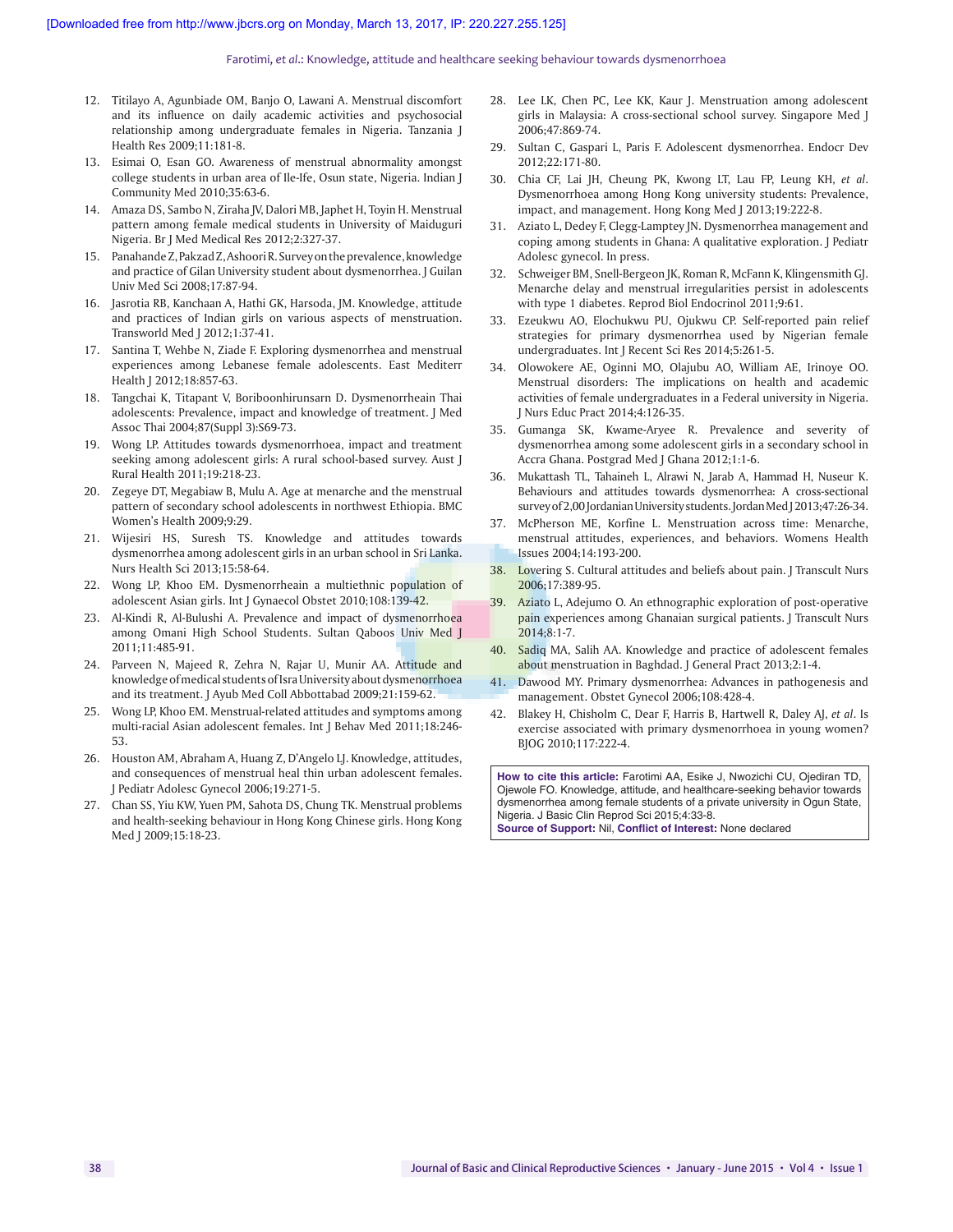12. Titilayo A, Agunbiade OM, Banjo O, Lawani A. Menstrual discomfort and its influence on daily academic activities and psychosocial relationship among undergraduate females in Nigeria. Tanzania J Health Res 2009;11:181-8.
13. Esimai O, Esan GO. Awareness of menstrual abnormality amongst college students in urban area of Ile-Ife, Osun state, Nigeria. Indian J Community Med 2010;35:63-6.
14. Amaza DS, Sambo N, Ziraha JV, Dalori MB, Japhet H, Toyin H. Menstrual pattern among female medical students in University of Maiduguri Nigeria. Br J Med Medical Res 2012;2:327-37.
15. Panahande Z, Pakzad Z, Ashoori R. Survey on the prevalence, knowledge and practice of Gilan University student about dysmenorrhea. J Guilan Univ Med Sci 2008;17:87-94.
16. Jasrotia RB, Kanchaan A, Hathi GK, Harsoda, JM. Knowledge, attitude and practices of Indian girls on various aspects of menstruation. Transworld Med J 2012;1:37-41.
17. Santina T, Wehbe N, Ziade F. Exploring dysmenorrhea and menstrual experiences among Lebanese female adolescents. East Mediterr Health J 2012;18:857-63.
18. Tangchai K, Titapant V, Boriboonhirunsarn D. Dysmenorrheain Thai adolescents: Prevalence, impact and knowledge of treatment. J Med Assoc Thai 2004;87(Suppl 3):S69-73.
19. Wong LP. Attitudes towards dysmenorrhoea, impact and treatment seeking among adolescent girls: A rural school-based survey. Aust J Rural Health 2011;19:218-23.
20. Zegeye DT, Megabiaw B, Mulu A. Age at menarche and the menstrual pattern of secondary school adolescents in northwest Ethiopia. BMC Women's Health 2009;9:29.
21. Wijesiri HS, Suresh TS. Knowledge and attitudes towards dysmenorrhea among adolescent girls in an urban school in Sri Lanka. Nurs Health Sci 2013;15:58-64.
22. Wong LP, Khoo EM. Dysmenorrheain a multiethnic population of adolescent Asian girls. Int J Gynaecol Obstet 2010;108:139-42.
23. Al-Kindi R, Al-Bulushi A. Prevalence and impact of dysmenorrhoea among Omani High School Students. Sultan Qaboos Univ Med J 2011;11:485-91.
24. Parveen N, Majeed R, Zehra N, Rajar U, Munir AA. Attitude and knowledge of medical students of Isra University about dysmenorrhoea and its treatment. J Ayub Med Coll Abbottabad 2009;21:159-62.
25. Wong LP, Khoo EM. Menstrual-related attitudes and symptoms among multi-racial Asian adolescent females. Int J Behav Med 2011;18:246-53.
26. Houston AM, Abraham A, Huang Z, D'Angelo LJ. Knowledge, attitudes, and consequences of menstrual heal thin urban adolescent females. J Pediatr Adolesc Gynecol 2006;19:271-5.
27. Chan SS, Yiu KW, Yuen PM, Sahota DS, Chung TK. Menstrual problems and health-seeking behaviour in Hong Kong Chinese girls. Hong Kong Med J 2009;15:18-23.
28. Lee LK, Chen PC, Lee KK, Kaur J. Menstruation among adolescent girls in Malaysia: A cross-sectional school survey. Singapore Med J 2006;47:869-74.
29. Sultan C, Gaspari L, Paris F. Adolescent dysmenorrhea. Endocr Dev 2012;22:171-80.
30. Chia CF, Lai JH, Cheung PK, Kwong LT, Lau FP, Leung KH, *et al*. Dysmenorrhoea among Hong Kong university students: Prevalence, impact, and management. Hong Kong Med J 2013;19:222-8.
31. Aziato L, Dedey F, Clegg-Lamptey JN. Dysmenorrhea management and coping among students in Ghana: A qualitative exploration. J Pediatr Adolesc gynecol. In press.
32. Schweiger BM, Snell-Bergeon JK, Roman R, McFann K, Klingensmith GJ. Menarche delay and menstrual irregularities persist in adolescents with type 1 diabetes. Reprod Biol Endocrinol 2011;9:61.
33. Ezeukwu AO, Elochukwu PU, Ojukwu CP. Self-reported pain relief strategies for primary dysmenorrhea used by Nigerian female undergraduates. Int J Recent Sci Res 2014;5:261-5.
34. Olowokere AE, Oginni MO, Olajubu AO, William AE, Irinoye OO. Menstrual disorders: The implications on health and academic activities of female undergraduates in a Federal university in Nigeria. J Nurs Educ Pract 2014;4:126-35.
35. Gumanga SK, Kwame-Aryee R. Prevalence and severity of dysmenorrhea among some adolescent girls in a secondary school in Accra Ghana. Postgrad Med J Ghana 2012;1:1-6.
36. Mukattash TL, Tahaineh L, Alrawi N, Jarab A, Hammad H, Nuseur K. Behaviours and attitudes towards dysmenorrhea: A cross-sectional survey of 2,00 Jordanian University students. Jordan Med J 2013;47:26-34.
37. McPherson ME, Korfine L. Menstruation across time: Menarche, menstrual attitudes, experiences, and behaviors. Womens Health Issues 2004;14:193-200.
38. Lovering S. Cultural attitudes and beliefs about pain. J Transcult Nurs 2006;17:389-95.
39. Aziato L, Adejumo O. An ethnographic exploration of post-operative pain experiences among Ghanaian surgical patients. J Transcult Nurs 2014;8:1-7.
40. Sadiq MA, Salih AA. Knowledge and practice of adolescent females about menstruation in Baghdad. J General Pract 2013;2:1-4.
41. Dawood MY. Primary dysmenorrhea: Advances in pathogenesis and management. Obstet Gynecol 2006;108:428-4.
42. Blakey H, Chisholm C, Dear F, Harris B, Hartwell R, Daley AJ, *et al*. Is exercise associated with primary dysmenorrhoea in young women? BJOG 2010;117:222-4.

**How to cite this article:** Farotimi AA, Esike J, Nwozichi CU, Ojediran TD, Ojewole FO. Knowledge, attitude, and healthcare-seeking behavior towards dysmenorrhea among female students of a private university in Ogun State, Nigeria. J Basic Clin Reprod Sci 2015;4:33-8.
**Source of Support:** Nil, **Conflict of Interest:** None declared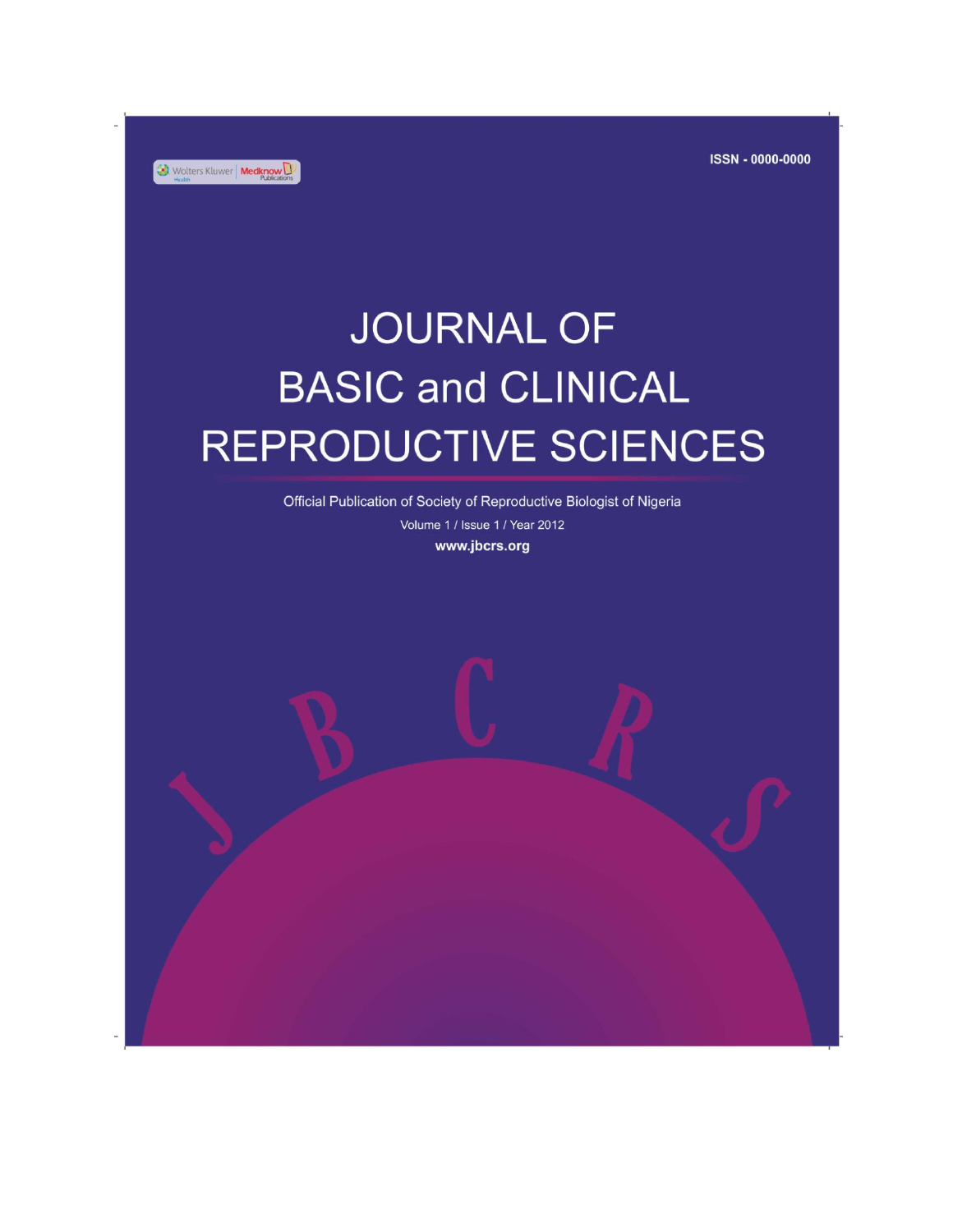Wolters Kluwer Health | Medknow Publications

ISSN - 0000-0000

# JOURNAL OF BASIC and CLINICAL REPRODUCTIVE SCIENCES

Official Publication of Society of Reproductive Biologist of Nigeria

Volume 1 / Issue 1 / Year 2012

**www.jbcrs.org**

JBCRS